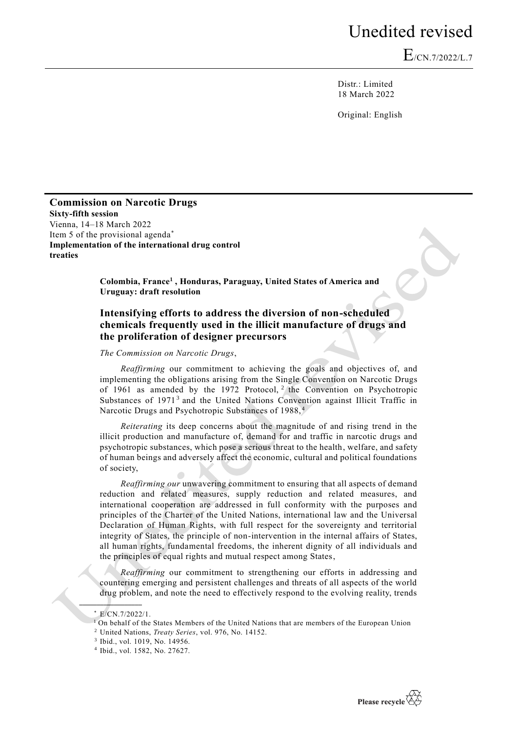Unedited revised

E/CN.7/2022/L.7

Distr.: Limited
18 March 2022

Original: English

**Commission on Narcotic Drugs**
**Sixty-fifth session**
Vienna, 14–18 March 2022
Item 5 of the provisional agenda*
**Implementation of the international drug control treaties**

**Colombia, France[1], Honduras, Paraguay, United States of America and Uruguay: draft resolution**

## Intensifying efforts to address the diversion of non-scheduled chemicals frequently used in the illicit manufacture of drugs and the proliferation of designer precursors

*The Commission on Narcotic Drugs*,

*Reaffirming* our commitment to achieving the goals and objectives of, and implementing the obligations arising from the Single Convention on Narcotic Drugs of 1961 as amended by the 1972 Protocol,[2] the Convention on Psychotropic Substances of 1971[3] and the United Nations Convention against Illicit Traffic in Narcotic Drugs and Psychotropic Substances of 1988,[4]

*Reiterating* its deep concerns about the magnitude of and rising trend in the illicit production and manufacture of, demand for and traffic in narcotic drugs and psychotropic substances, which pose a serious threat to the health, welfare, and safety of human beings and adversely affect the economic, cultural and political foundations of society,

*Reaffirming our* unwavering commitment to ensuring that all aspects of demand reduction and related measures, supply reduction and related measures, and international cooperation are addressed in full conformity with the purposes and principles of the Charter of the United Nations, international law and the Universal Declaration of Human Rights, with full respect for the sovereignty and territorial integrity of States, the principle of non-intervention in the internal affairs of States, all human rights, fundamental freedoms, the inherent dignity of all individuals and the principles of equal rights and mutual respect among States,

*Reaffirming* our commitment to strengthening our efforts in addressing and countering emerging and persistent challenges and threats of all aspects of the world drug problem, and note the need to effectively respond to the evolving reality, trends

---

\* E/CN.7/2022/1.

[1] On behalf of the States Members of the United Nations that are members of the European Union

[2] United Nations, *Treaty Series*, vol. 976, No. 14152.

[3] Ibid., vol. 1019, No. 14956.

[4] Ibid., vol. 1582, No. 27627.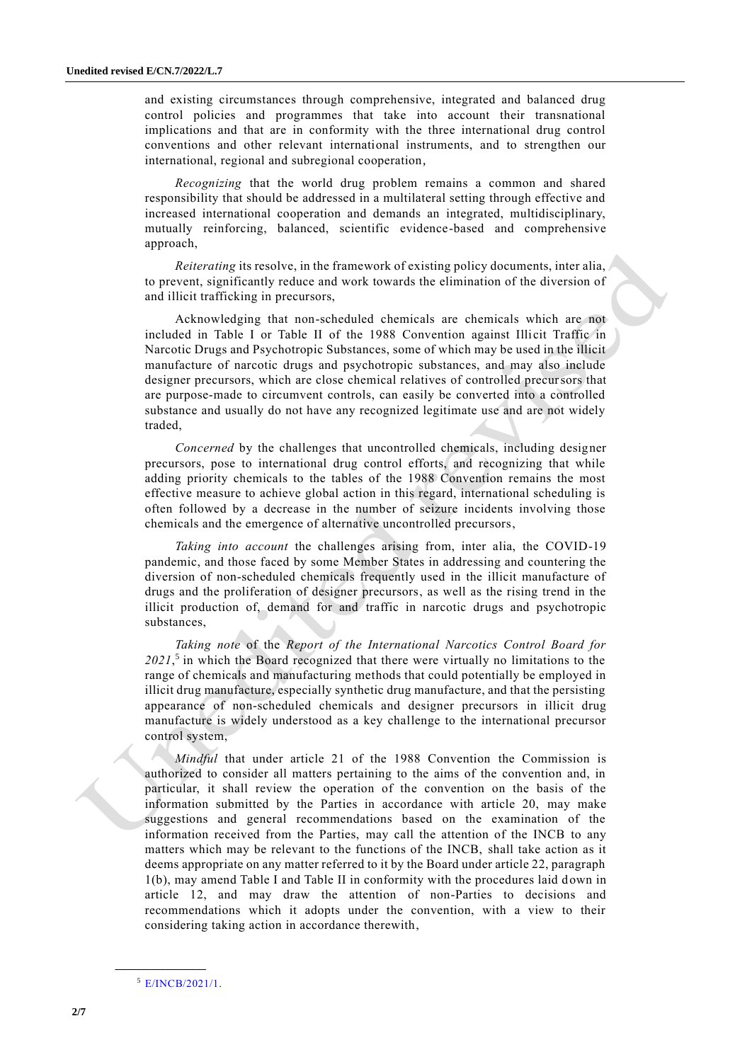and existing circumstances through comprehensive, integrated and balanced drug control policies and programmes that take into account their transnational implications and that are in conformity with the three international drug control conventions and other relevant international instruments, and to strengthen our international, regional and subregional cooperation,

*Recognizing* that the world drug problem remains a common and shared responsibility that should be addressed in a multilateral setting through effective and increased international cooperation and demands an integrated, multidisciplinary, mutually reinforcing, balanced, scientific evidence-based and comprehensive approach,

*Reiterating* its resolve, in the framework of existing policy documents, inter alia, to prevent, significantly reduce and work towards the elimination of the diversion of and illicit trafficking in precursors,

Acknowledging that non-scheduled chemicals are chemicals which are not included in Table I or Table II of the 1988 Convention against Illicit Traffic in Narcotic Drugs and Psychotropic Substances, some of which may be used in the illicit manufacture of narcotic drugs and psychotropic substances, and may also include designer precursors, which are close chemical relatives of controlled precursors that are purpose-made to circumvent controls, can easily be converted into a controlled substance and usually do not have any recognized legitimate use and are not widely traded,

*Concerned* by the challenges that uncontrolled chemicals, including designer precursors, pose to international drug control efforts, and recognizing that while adding priority chemicals to the tables of the 1988 Convention remains the most effective measure to achieve global action in this regard, international scheduling is often followed by a decrease in the number of seizure incidents involving those chemicals and the emergence of alternative uncontrolled precursors,

*Taking into account* the challenges arising from, inter alia, the COVID-19 pandemic, and those faced by some Member States in addressing and countering the diversion of non-scheduled chemicals frequently used in the illicit manufacture of drugs and the proliferation of designer precursors, as well as the rising trend in the illicit production of, demand for and traffic in narcotic drugs and psychotropic substances,

*Taking note* of the *Report of the International Narcotics Control Board for 2021*,[5] in which the Board recognized that there were virtually no limitations to the range of chemicals and manufacturing methods that could potentially be employed in illicit drug manufacture, especially synthetic drug manufacture, and that the persisting appearance of non-scheduled chemicals and designer precursors in illicit drug manufacture is widely understood as a key challenge to the international precursor control system,

*Mindful* that under article 21 of the 1988 Convention the Commission is authorized to consider all matters pertaining to the aims of the convention and, in particular, it shall review the operation of the convention on the basis of the information submitted by the Parties in accordance with article 20, may make suggestions and general recommendations based on the examination of the information received from the Parties, may call the attention of the INCB to any matters which may be relevant to the functions of the INCB, shall take action as it deems appropriate on any matter referred to it by the Board under article 22, paragraph 1(b), may amend Table I and Table II in conformity with the procedures laid down in article 12, and may draw the attention of non-Parties to decisions and recommendations which it adopts under the convention, with a view to their considering taking action in accordance therewith,

[5] E/INCB/2021/1.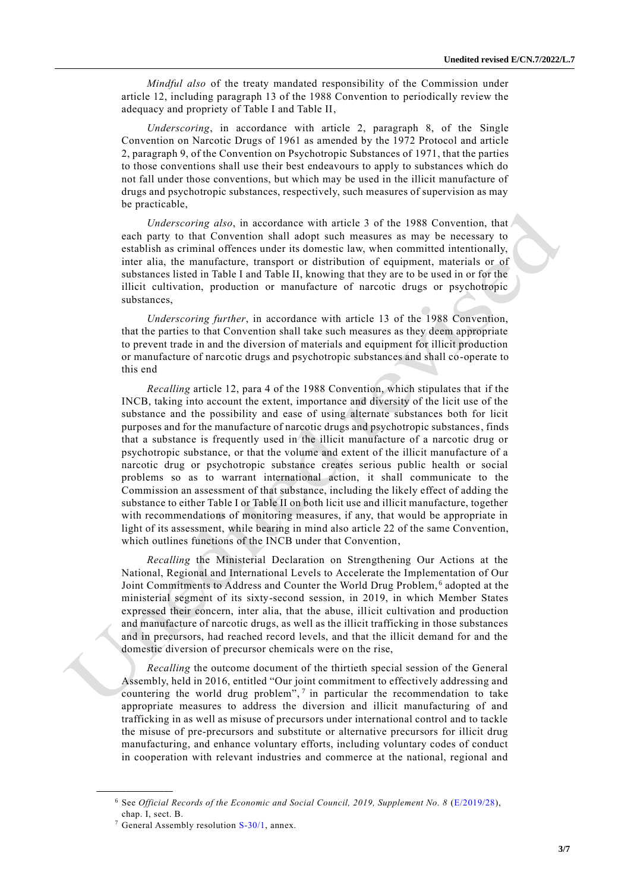*Mindful also* of the treaty mandated responsibility of the Commission under article 12, including paragraph 13 of the 1988 Convention to periodically review the adequacy and propriety of Table I and Table II,

*Underscoring*, in accordance with article 2, paragraph 8, of the Single Convention on Narcotic Drugs of 1961 as amended by the 1972 Protocol and article 2, paragraph 9, of the Convention on Psychotropic Substances of 1971, that the parties to those conventions shall use their best endeavours to apply to substances which do not fall under those conventions, but which may be used in the illicit manufacture of drugs and psychotropic substances, respectively, such measures of supervision as may be practicable,

*Underscoring also*, in accordance with article 3 of the 1988 Convention, that each party to that Convention shall adopt such measures as may be necessary to establish as criminal offences under its domestic law, when committed intentionally, inter alia, the manufacture, transport or distribution of equipment, materials or of substances listed in Table I and Table II, knowing that they are to be used in or for the illicit cultivation, production or manufacture of narcotic drugs or psychotropic substances,

*Underscoring further*, in accordance with article 13 of the 1988 Convention, that the parties to that Convention shall take such measures as they deem appropriate to prevent trade in and the diversion of materials and equipment for illicit production or manufacture of narcotic drugs and psychotropic substances and shall co-operate to this end

*Recalling* article 12, para 4 of the 1988 Convention, which stipulates that if the INCB, taking into account the extent, importance and diversity of the licit use of the substance and the possibility and ease of using alternate substances both for licit purposes and for the manufacture of narcotic drugs and psychotropic substances, finds that a substance is frequently used in the illicit manufacture of a narcotic drug or psychotropic substance, or that the volume and extent of the illicit manufacture of a narcotic drug or psychotropic substance creates serious public health or social problems so as to warrant international action, it shall communicate to the Commission an assessment of that substance, including the likely effect of adding the substance to either Table I or Table II on both licit use and illicit manufacture, together with recommendations of monitoring measures, if any, that would be appropriate in light of its assessment, while bearing in mind also article 22 of the same Convention, which outlines functions of the INCB under that Convention,

*Recalling* the Ministerial Declaration on Strengthening Our Actions at the National, Regional and International Levels to Accelerate the Implementation of Our Joint Commitments to Address and Counter the World Drug Problem,[6] adopted at the ministerial segment of its sixty-second session, in 2019, in which Member States expressed their concern, inter alia, that the abuse, illicit cultivation and production and manufacture of narcotic drugs, as well as the illicit trafficking in those substances and in precursors, had reached record levels, and that the illicit demand for and the domestic diversion of precursor chemicals were on the rise,

*Recalling* the outcome document of the thirtieth special session of the General Assembly, held in 2016, entitled "Our joint commitment to effectively addressing and countering the world drug problem",[7] in particular the recommendation to take appropriate measures to address the diversion and illicit manufacturing of and trafficking in as well as misuse of precursors under international control and to tackle the misuse of pre-precursors and substitute or alternative precursors for illicit drug manufacturing, and enhance voluntary efforts, including voluntary codes of conduct in cooperation with relevant industries and commerce at the national, regional and

---

[6] See *Official Records of the Economic and Social Council, 2019, Supplement No. 8* (E/2019/28), chap. I, sect. B.

[7] General Assembly resolution S-30/1, annex.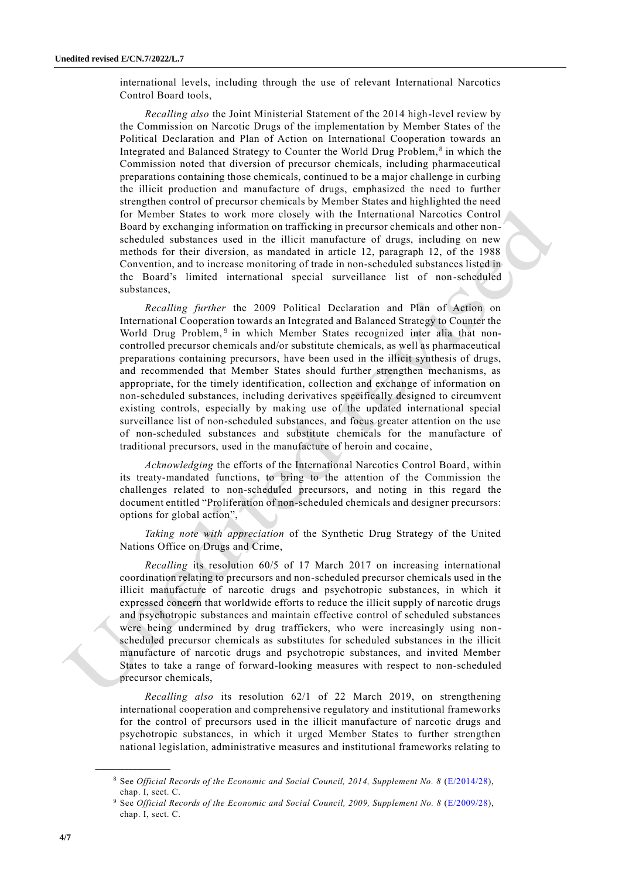international levels, including through the use of relevant International Narcotics Control Board tools,

*Recalling also* the Joint Ministerial Statement of the 2014 high-level review by the Commission on Narcotic Drugs of the implementation by Member States of the Political Declaration and Plan of Action on International Cooperation towards an Integrated and Balanced Strategy to Counter the World Drug Problem,[8] in which the Commission noted that diversion of precursor chemicals, including pharmaceutical preparations containing those chemicals, continued to be a major challenge in curbing the illicit production and manufacture of drugs, emphasized the need to further strengthen control of precursor chemicals by Member States and highlighted the need for Member States to work more closely with the International Narcotics Control Board by exchanging information on trafficking in precursor chemicals and other non-scheduled substances used in the illicit manufacture of drugs, including on new methods for their diversion, as mandated in article 12, paragraph 12, of the 1988 Convention, and to increase monitoring of trade in non-scheduled substances listed in the Board's limited international special surveillance list of non-scheduled substances,

*Recalling further* the 2009 Political Declaration and Plan of Action on International Cooperation towards an Integrated and Balanced Strategy to Counter the World Drug Problem,[9] in which Member States recognized inter alia that non-controlled precursor chemicals and/or substitute chemicals, as well as pharmaceutical preparations containing precursors, have been used in the illicit synthesis of drugs, and recommended that Member States should further strengthen mechanisms, as appropriate, for the timely identification, collection and exchange of information on non-scheduled substances, including derivatives specifically designed to circumvent existing controls, especially by making use of the updated international special surveillance list of non-scheduled substances, and focus greater attention on the use of non-scheduled substances and substitute chemicals for the manufacture of traditional precursors, used in the manufacture of heroin and cocaine,

*Acknowledging* the efforts of the International Narcotics Control Board, within its treaty-mandated functions, to bring to the attention of the Commission the challenges related to non-scheduled precursors, and noting in this regard the document entitled "Proliferation of non-scheduled chemicals and designer precursors: options for global action",

*Taking note with appreciation* of the Synthetic Drug Strategy of the United Nations Office on Drugs and Crime,

*Recalling* its resolution 60/5 of 17 March 2017 on increasing international coordination relating to precursors and non-scheduled precursor chemicals used in the illicit manufacture of narcotic drugs and psychotropic substances, in which it expressed concern that worldwide efforts to reduce the illicit supply of narcotic drugs and psychotropic substances and maintain effective control of scheduled substances were being undermined by drug traffickers, who were increasingly using non-scheduled precursor chemicals as substitutes for scheduled substances in the illicit manufacture of narcotic drugs and psychotropic substances, and invited Member States to take a range of forward-looking measures with respect to non-scheduled precursor chemicals,

*Recalling also* its resolution 62/1 of 22 March 2019, on strengthening international cooperation and comprehensive regulatory and institutional frameworks for the control of precursors used in the illicit manufacture of narcotic drugs and psychotropic substances, in which it urged Member States to further strengthen national legislation, administrative measures and institutional frameworks relating to

---

[8] See *Official Records of the Economic and Social Council, 2014, Supplement No. 8* (E/2014/28), chap. I, sect. C.

[9] See *Official Records of the Economic and Social Council, 2009, Supplement No. 8* (E/2009/28), chap. I, sect. C.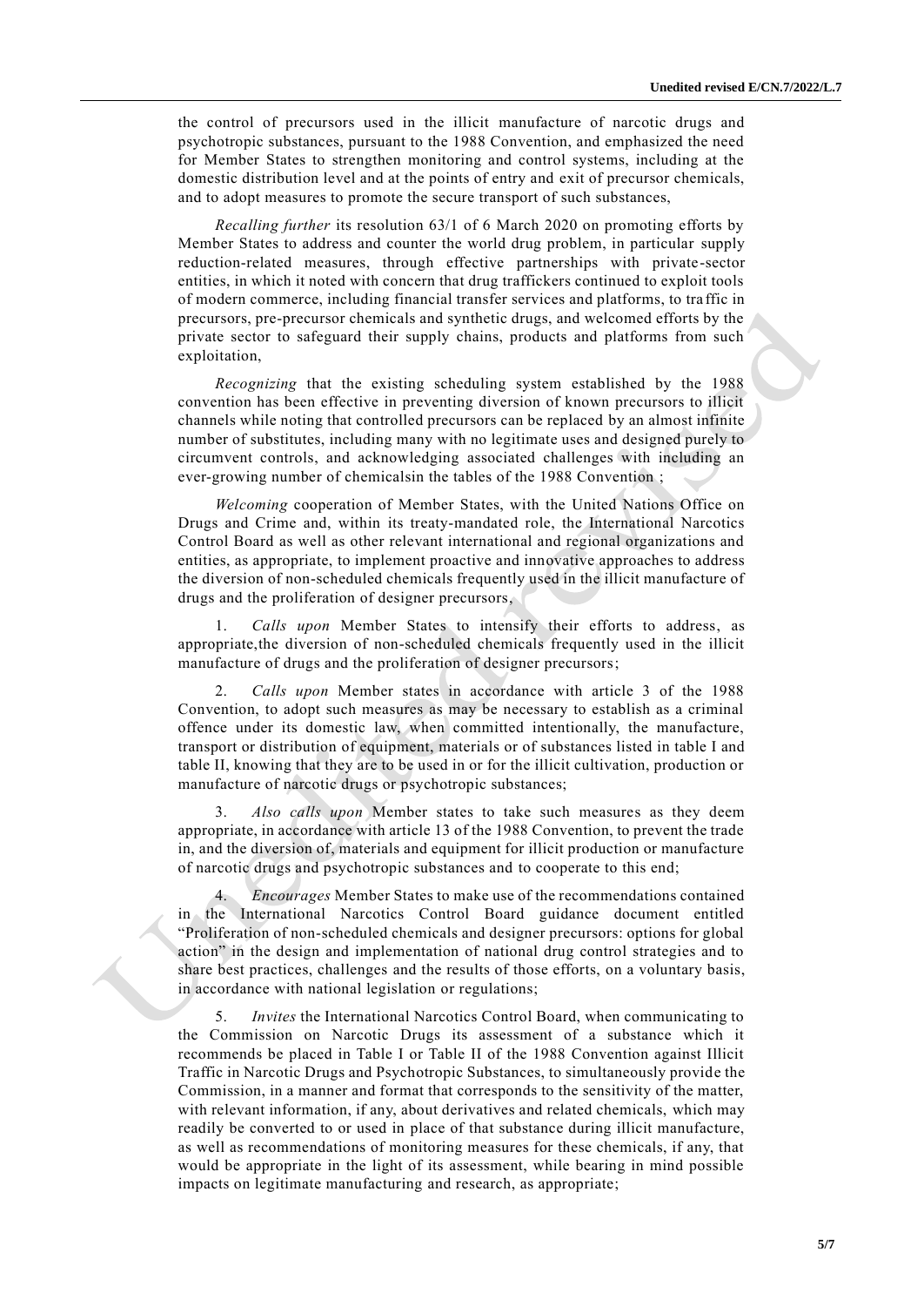the control of precursors used in the illicit manufacture of narcotic drugs and psychotropic substances, pursuant to the 1988 Convention, and emphasized the need for Member States to strengthen monitoring and control systems, including at the domestic distribution level and at the points of entry and exit of precursor chemicals, and to adopt measures to promote the secure transport of such substances,

*Recalling further* its resolution 63/1 of 6 March 2020 on promoting efforts by Member States to address and counter the world drug problem, in particular supply reduction-related measures, through effective partnerships with private-sector entities, in which it noted with concern that drug traffickers continued to exploit tools of modern commerce, including financial transfer services and platforms, to traffic in precursors, pre-precursor chemicals and synthetic drugs, and welcomed efforts by the private sector to safeguard their supply chains, products and platforms from such exploitation,

*Recognizing* that the existing scheduling system established by the 1988 convention has been effective in preventing diversion of known precursors to illicit channels while noting that controlled precursors can be replaced by an almost infinite number of substitutes, including many with no legitimate uses and designed purely to circumvent controls, and acknowledging associated challenges with including an ever-growing number of chemicalsin the tables of the 1988 Convention ;

*Welcoming* cooperation of Member States, with the United Nations Office on Drugs and Crime and, within its treaty-mandated role, the International Narcotics Control Board as well as other relevant international and regional organizations and entities, as appropriate, to implement proactive and innovative approaches to address the diversion of non-scheduled chemicals frequently used in the illicit manufacture of drugs and the proliferation of designer precursors,

1. *Calls upon* Member States to intensify their efforts to address, as appropriate,the diversion of non-scheduled chemicals frequently used in the illicit manufacture of drugs and the proliferation of designer precursors;

2. *Calls upon* Member states in accordance with article 3 of the 1988 Convention, to adopt such measures as may be necessary to establish as a criminal offence under its domestic law, when committed intentionally, the manufacture, transport or distribution of equipment, materials or of substances listed in table I and table II, knowing that they are to be used in or for the illicit cultivation, production or manufacture of narcotic drugs or psychotropic substances;

3. *Also calls upon* Member states to take such measures as they deem appropriate, in accordance with article 13 of the 1988 Convention, to prevent the trade in, and the diversion of, materials and equipment for illicit production or manufacture of narcotic drugs and psychotropic substances and to cooperate to this end;

4. *Encourages* Member States to make use of the recommendations contained in the International Narcotics Control Board guidance document entitled "Proliferation of non-scheduled chemicals and designer precursors: options for global action" in the design and implementation of national drug control strategies and to share best practices, challenges and the results of those efforts, on a voluntary basis, in accordance with national legislation or regulations;

5. *Invites* the International Narcotics Control Board, when communicating to the Commission on Narcotic Drugs its assessment of a substance which it recommends be placed in Table I or Table II of the 1988 Convention against Illicit Traffic in Narcotic Drugs and Psychotropic Substances, to simultaneously provide the Commission, in a manner and format that corresponds to the sensitivity of the matter, with relevant information, if any, about derivatives and related chemicals, which may readily be converted to or used in place of that substance during illicit manufacture, as well as recommendations of monitoring measures for these chemicals, if any, that would be appropriate in the light of its assessment, while bearing in mind possible impacts on legitimate manufacturing and research, as appropriate;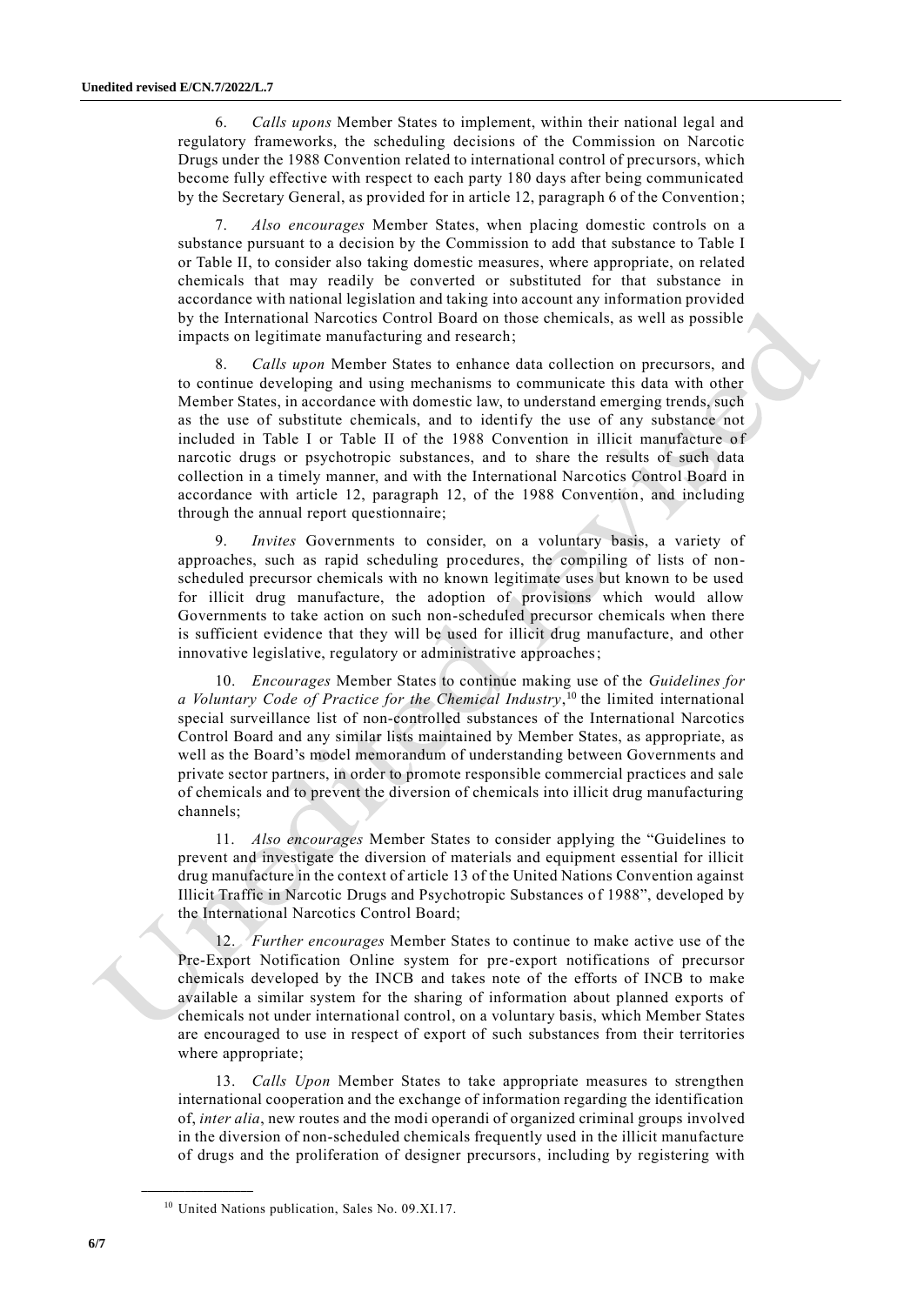6. *Calls upons* Member States to implement, within their national legal and regulatory frameworks, the scheduling decisions of the Commission on Narcotic Drugs under the 1988 Convention related to international control of precursors, which become fully effective with respect to each party 180 days after being communicated by the Secretary General, as provided for in article 12, paragraph 6 of the Convention;

7. *Also encourages* Member States, when placing domestic controls on a substance pursuant to a decision by the Commission to add that substance to Table I or Table II, to consider also taking domestic measures, where appropriate, on related chemicals that may readily be converted or substituted for that substance in accordance with national legislation and taking into account any information provided by the International Narcotics Control Board on those chemicals, as well as possible impacts on legitimate manufacturing and research;

8. *Calls upon* Member States to enhance data collection on precursors, and to continue developing and using mechanisms to communicate this data with other Member States, in accordance with domestic law, to understand emerging trends, such as the use of substitute chemicals, and to identify the use of any substance not included in Table I or Table II of the 1988 Convention in illicit manufacture of narcotic drugs or psychotropic substances, and to share the results of such data collection in a timely manner, and with the International Narcotics Control Board in accordance with article 12, paragraph 12, of the 1988 Convention, and including through the annual report questionnaire;

9. *Invites* Governments to consider, on a voluntary basis, a variety of approaches, such as rapid scheduling procedures, the compiling of lists of non-scheduled precursor chemicals with no known legitimate uses but known to be used for illicit drug manufacture, the adoption of provisions which would allow Governments to take action on such non-scheduled precursor chemicals when there is sufficient evidence that they will be used for illicit drug manufacture, and other innovative legislative, regulatory or administrative approaches;

10. *Encourages* Member States to continue making use of the *Guidelines for a Voluntary Code of Practice for the Chemical Industry*,[10] the limited international special surveillance list of non-controlled substances of the International Narcotics Control Board and any similar lists maintained by Member States, as appropriate, as well as the Board's model memorandum of understanding between Governments and private sector partners, in order to promote responsible commercial practices and sale of chemicals and to prevent the diversion of chemicals into illicit drug manufacturing channels;

11. *Also encourages* Member States to consider applying the "Guidelines to prevent and investigate the diversion of materials and equipment essential for illicit drug manufacture in the context of article 13 of the United Nations Convention against Illicit Traffic in Narcotic Drugs and Psychotropic Substances of 1988", developed by the International Narcotics Control Board;

12. *Further encourages* Member States to continue to make active use of the Pre-Export Notification Online system for pre-export notifications of precursor chemicals developed by the INCB and takes note of the efforts of INCB to make available a similar system for the sharing of information about planned exports of chemicals not under international control, on a voluntary basis, which Member States are encouraged to use in respect of export of such substances from their territories where appropriate;

13. *Calls Upon* Member States to take appropriate measures to strengthen international cooperation and the exchange of information regarding the identification of, *inter alia*, new routes and the modi operandi of organized criminal groups involved in the diversion of non-scheduled chemicals frequently used in the illicit manufacture of drugs and the proliferation of designer precursors, including by registering with

---

[10] United Nations publication, Sales No. 09.XI.17.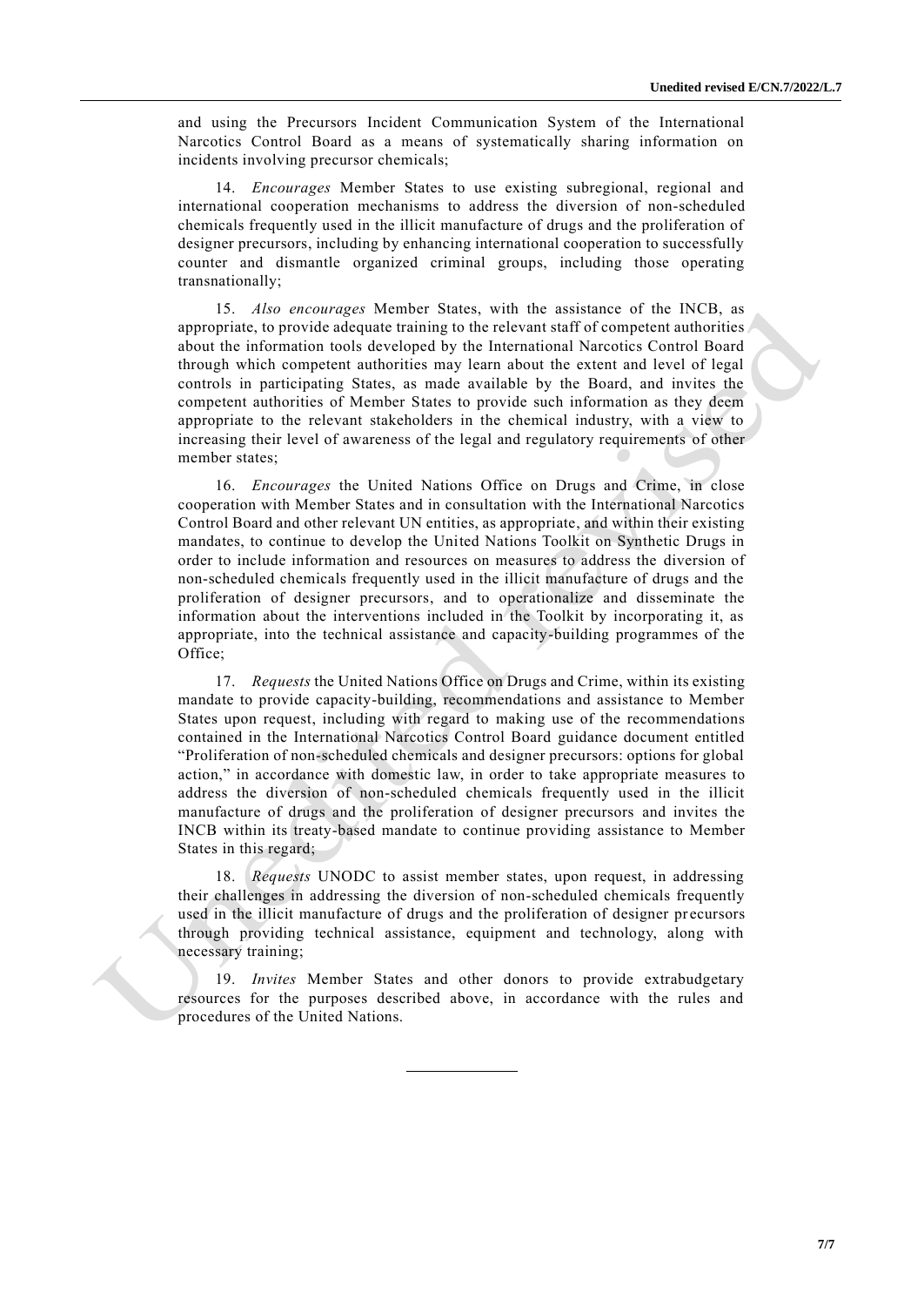and using the Precursors Incident Communication System of the International Narcotics Control Board as a means of systematically sharing information on incidents involving precursor chemicals;

14. *Encourages* Member States to use existing subregional, regional and international cooperation mechanisms to address the diversion of non-scheduled chemicals frequently used in the illicit manufacture of drugs and the proliferation of designer precursors, including by enhancing international cooperation to successfully counter and dismantle organized criminal groups, including those operating transnationally;

15. *Also encourages* Member States, with the assistance of the INCB, as appropriate, to provide adequate training to the relevant staff of competent authorities about the information tools developed by the International Narcotics Control Board through which competent authorities may learn about the extent and level of legal controls in participating States, as made available by the Board, and invites the competent authorities of Member States to provide such information as they deem appropriate to the relevant stakeholders in the chemical industry, with a view to increasing their level of awareness of the legal and regulatory requirements of other member states;

16. *Encourages* the United Nations Office on Drugs and Crime, in close cooperation with Member States and in consultation with the International Narcotics Control Board and other relevant UN entities, as appropriate, and within their existing mandates, to continue to develop the United Nations Toolkit on Synthetic Drugs in order to include information and resources on measures to address the diversion of non-scheduled chemicals frequently used in the illicit manufacture of drugs and the proliferation of designer precursors, and to operationalize and disseminate the information about the interventions included in the Toolkit by incorporating it, as appropriate, into the technical assistance and capacity-building programmes of the Office;

17. *Requests* the United Nations Office on Drugs and Crime, within its existing mandate to provide capacity-building, recommendations and assistance to Member States upon request, including with regard to making use of the recommendations contained in the International Narcotics Control Board guidance document entitled "Proliferation of non-scheduled chemicals and designer precursors: options for global action," in accordance with domestic law, in order to take appropriate measures to address the diversion of non-scheduled chemicals frequently used in the illicit manufacture of drugs and the proliferation of designer precursors and invites the INCB within its treaty-based mandate to continue providing assistance to Member States in this regard;

18. *Requests* UNODC to assist member states, upon request, in addressing their challenges in addressing the diversion of non-scheduled chemicals frequently used in the illicit manufacture of drugs and the proliferation of designer precursors through providing technical assistance, equipment and technology, along with necessary training;

19. *Invites* Member States and other donors to provide extrabudgetary resources for the purposes described above, in accordance with the rules and procedures of the United Nations.